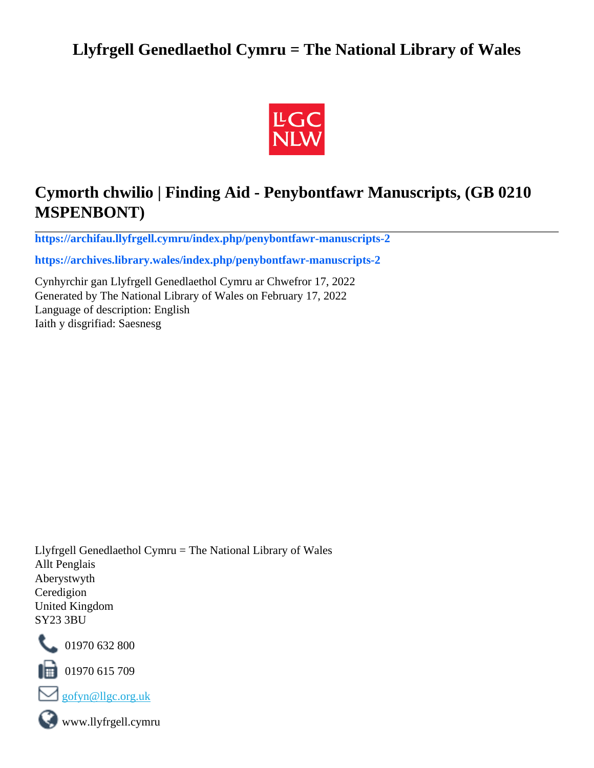# Llyfrgell Genedlaethol Cymru = The National Library of Wales

## Cymorth chwilio | Finding Aid - Penybontfawr Manuscripts, (GB 0210 MSPENBONT)

---

**https://archifau.llyfrgell.cymru/index.php/penybontfawr-manuscripts-2**

**https://archives.library.wales/index.php/penybontfawr-manuscripts-2**

Cynhyrchir gan Llyfrgell Genedlaethol Cymru ar Chwefror 17, 2022
Generated by The National Library of Wales on February 17, 2022
Language of description: English
Iaith y disgrifiad: Saesnesg

Llyfrgell Genedlaethol Cymru = The National Library of Wales
Allt Penglais
Aberystwyth
Ceredigion
United Kingdom
SY23 3BU

01970 632 800

01970 615 709

gofyn@llgc.org.uk

www.llyfrgell.cymru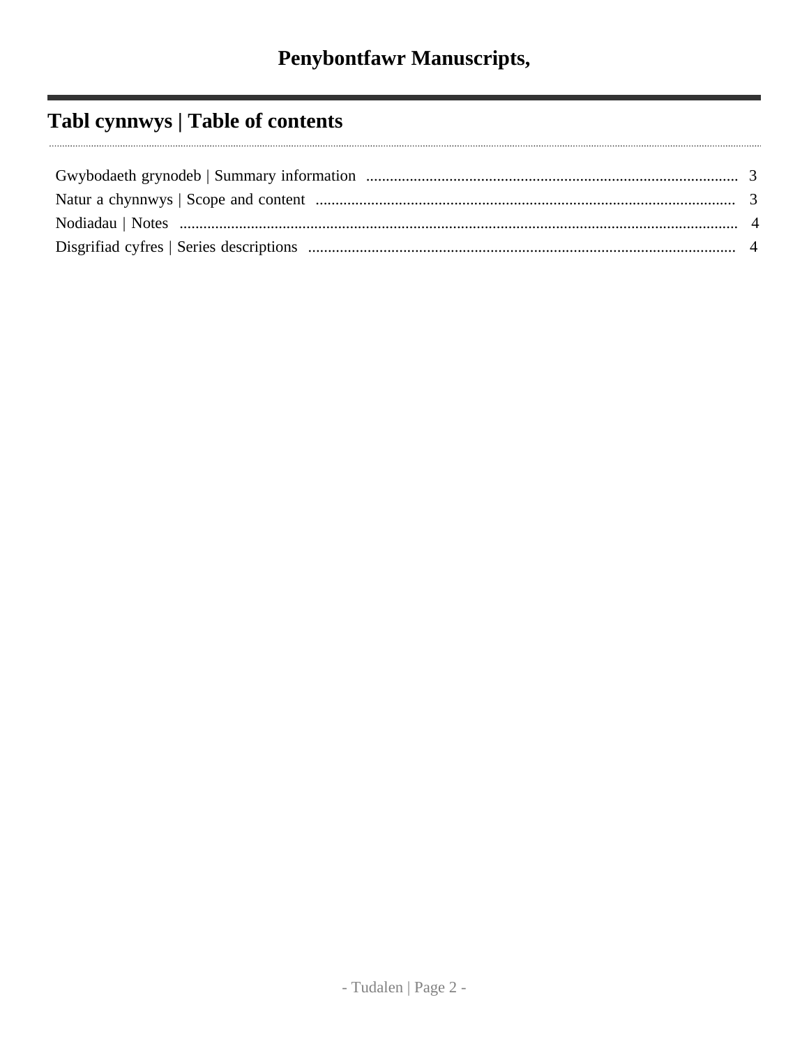# Penybontfawr Manuscripts,

## Tabl cynnwys | Table of contents

Gwybodaeth grynodeb | Summary information .......... 3

Natur a chynnwys | Scope and content .......... 3

Nodiadau | Notes .......... 4

Disgrifiad cyfres | Series descriptions .......... 4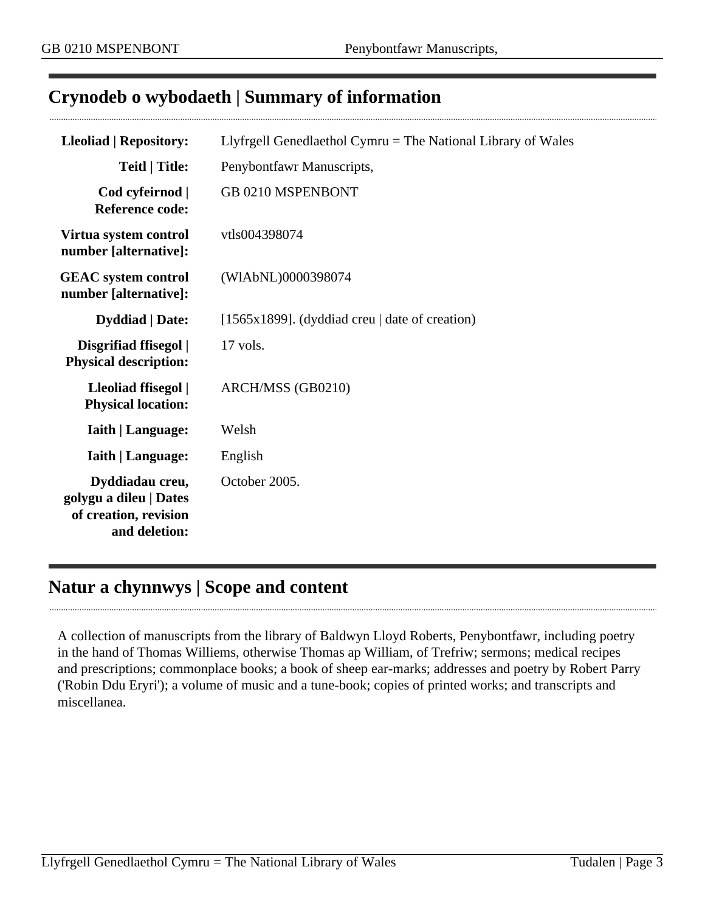## Crynodeb o wybodaeth | Summary of information

| | |
|---|---|
| **Lleoliad \| Repository:** | Llyfrgell Genedlaethol Cymru = The National Library of Wales |
| **Teitl \| Title:** | Penybontfawr Manuscripts, |
| **Cod cyfeirnod \| Reference code:** | GB 0210 MSPENBONT |
| **Virtua system control number [alternative]:** | vtls004398074 |
| **GEAC system control number [alternative]:** | (WlAbNL)0000398074 |
| **Dyddiad \| Date:** | [1565x1899]. (dyddiad creu \| date of creation) |
| **Disgrifiad ffisegol \| Physical description:** | 17 vols. |
| **Lleoliad ffisegol \| Physical location:** | ARCH/MSS (GB0210) |
| **Iaith \| Language:** | Welsh |
| **Iaith \| Language:** | English |
| **Dyddiadau creu, golygu a dileu \| Dates of creation, revision and deletion:** | October 2005. |

## Natur a chynnwys | Scope and content

A collection of manuscripts from the library of Baldwyn Lloyd Roberts, Penybontfawr, including poetry in the hand of Thomas Williems, otherwise Thomas ap William, of Trefriw; sermons; medical recipes and prescriptions; commonplace books; a book of sheep ear-marks; addresses and poetry by Robert Parry ('Robin Ddu Eryri'); a volume of music and a tune-book; copies of printed works; and transcripts and miscellanea.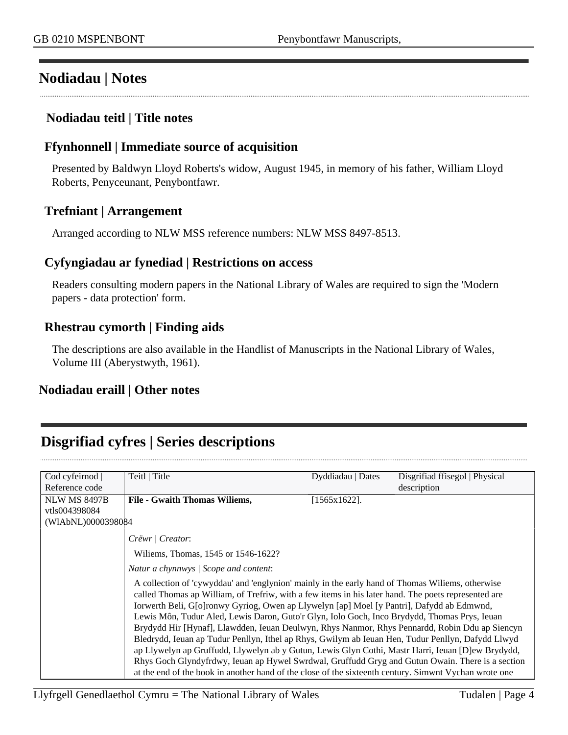## Nodiadau | Notes

### Nodiadau teitl | Title notes

### Ffynhonnell | Immediate source of acquisition

Presented by Baldwyn Lloyd Roberts's widow, August 1945, in memory of his father, William Lloyd Roberts, Penyceunant, Penybontfawr.

### Trefniant | Arrangement

Arranged according to NLW MSS reference numbers: NLW MSS 8497-8513.

### Cyfyngiadau ar fynediad | Restrictions on access

Readers consulting modern papers in the National Library of Wales are required to sign the 'Modern papers - data protection' form.

### Rhestrau cymorth | Finding aids

The descriptions are also available in the Handlist of Manuscripts in the National Library of Wales, Volume III (Aberystwyth, 1961).

### Nodiadau eraill | Other notes

## Disgrifiad cyfres | Series descriptions

| Cod cyfeirnod \| Reference code | Teitl \| Title | Dyddiadau \| Dates | Disgrifiad ffisegol \| Physical description |
|---|---|---|---|
| NLW MS 8497B vtls004398084 (WlAbNL)0000398084 | **File - Gwaith Thomas Wiliems,** | [1565x1622]. | |
| | *Crëwr \| Creator*: Wiliems, Thomas, 1545 or 1546-1622? *Natur a chynnwys \| Scope and content*: A collection of 'cywyddau' and 'englynion' mainly in the early hand of Thomas Wiliems, otherwise called Thomas ap William, of Trefriw, with a few items in his later hand. The poets represented are Iorwerth Beli, G[o]ronwy Gyriog, Owen ap Llywelyn [ap] Moel [y Pantri], Dafydd ab Edmwnd, Lewis Môn, Tudur Aled, Lewis Daron, Guto'r Glyn, Iolo Goch, Inco Brydydd, Thomas Prys, Ieuan Brydydd Hir [Hynaf], Llawdden, Ieuan Deulwyn, Rhys Nanmor, Rhys Pennardd, Robin Ddu ap Siencyn Bledrydd, Ieuan ap Tudur Penllyn, Ithel ap Rhys, Gwilym ab Ieuan Hen, Tudur Penllyn, Dafydd Llwyd ap Llywelyn ap Gruffudd, Llywelyn ab y Gutun, Lewis Glyn Cothi, Mastr Harri, Ieuan [D]ew Brydydd, Rhys Goch Glyndyfrdwy, Ieuan ap Hywel Swrdwal, Gruffudd Gryg and Gutun Owain. There is a section at the end of the book in another hand of the close of the sixteenth century. Simwnt Vychan wrote one | | |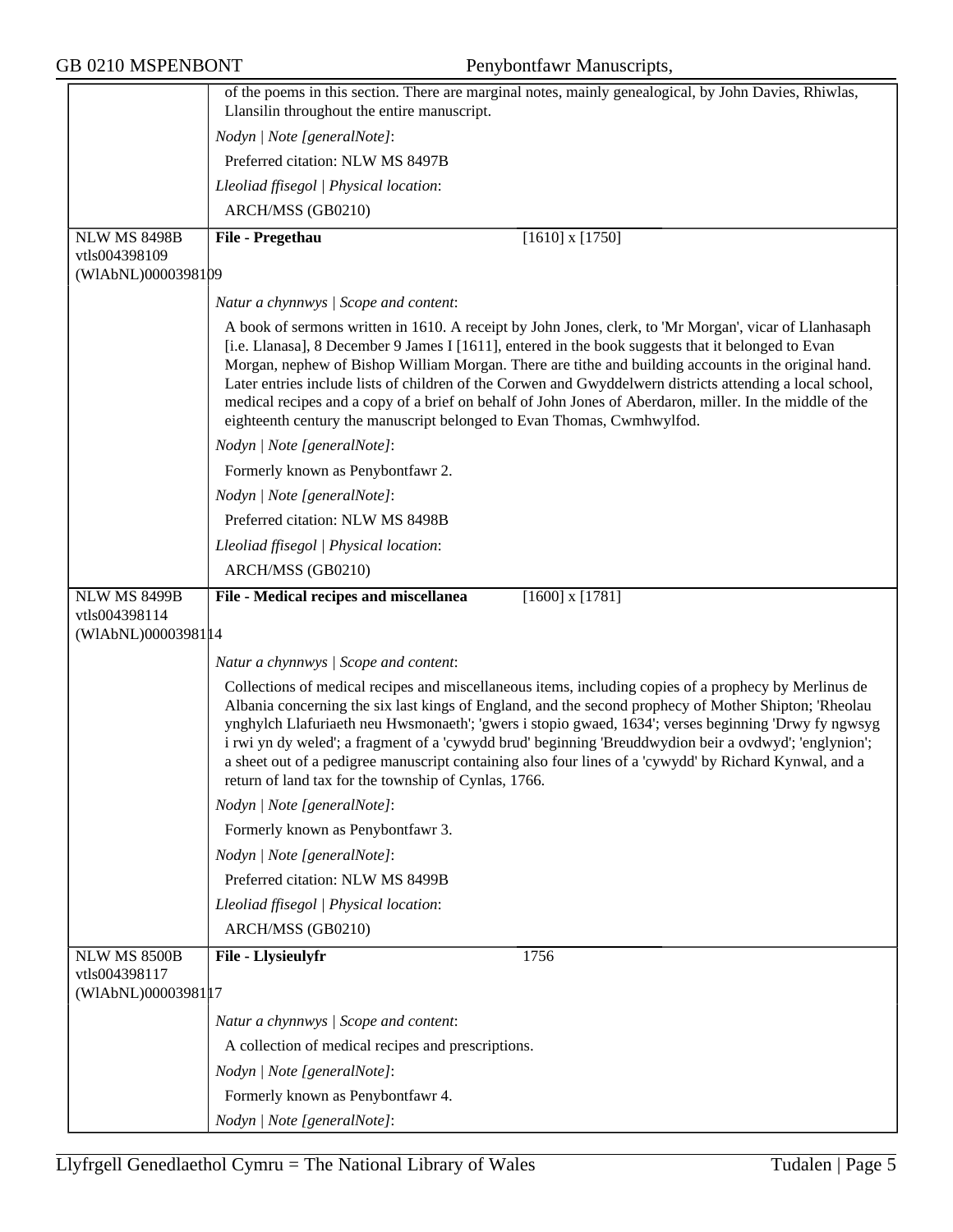of the poems in this section. There are marginal notes, mainly genealogical, by John Davies, Rhiwlas, Llansilin throughout the entire manuscript.

*Nodyn | Note [generalNote]*:

Preferred citation: NLW MS 8497B

*Lleoliad ffisegol | Physical location*:

ARCH/MSS (GB0210)

---

NLW MS 8498B
vtls004398109
(WlAbNL)0000398109

**File - Pregethau** [1610] x [1750]

*Natur a chynnwys | Scope and content*:

A book of sermons written in 1610. A receipt by John Jones, clerk, to 'Mr Morgan', vicar of Llanhasaph [i.e. Llanasa], 8 December 9 James I [1611], entered in the book suggests that it belonged to Evan Morgan, nephew of Bishop William Morgan. There are tithe and building accounts in the original hand. Later entries include lists of children of the Corwen and Gwyddelwern districts attending a local school, medical recipes and a copy of a brief on behalf of John Jones of Aberdaron, miller. In the middle of the eighteenth century the manuscript belonged to Evan Thomas, Cwmhwylfod.

*Nodyn | Note [generalNote]*:

Formerly known as Penybontfawr 2.

*Nodyn | Note [generalNote]*:

Preferred citation: NLW MS 8498B

*Lleoliad ffisegol | Physical location*:

ARCH/MSS (GB0210)

---

NLW MS 8499B
vtls004398114
(WlAbNL)0000398114

**File - Medical recipes and miscellanea** [1600] x [1781]

*Natur a chynnwys | Scope and content*:

Collections of medical recipes and miscellaneous items, including copies of a prophecy by Merlinus de Albania concerning the six last kings of England, and the second prophecy of Mother Shipton; 'Rheolau ynghylch Llafuriaeth neu Hwsmonaeth'; 'gwers i stopio gwaed, 1634'; verses beginning 'Drwy fy ngwsyg i rwi yn dy weled'; a fragment of a 'cywydd brud' beginning 'Breuddwydion beir a ovdwyd'; 'englynion'; a sheet out of a pedigree manuscript containing also four lines of a 'cywydd' by Richard Kynwal, and a return of land tax for the township of Cynlas, 1766.

*Nodyn | Note [generalNote]*:

Formerly known as Penybontfawr 3.

*Nodyn | Note [generalNote]*:

Preferred citation: NLW MS 8499B

*Lleoliad ffisegol | Physical location*:

ARCH/MSS (GB0210)

---

NLW MS 8500B
vtls004398117
(WlAbNL)0000398117

**File - Llysieulyfr** 1756

*Natur a chynnwys | Scope and content*:

A collection of medical recipes and prescriptions.

*Nodyn | Note [generalNote]*:

Formerly known as Penybontfawr 4.

*Nodyn | Note [generalNote]*: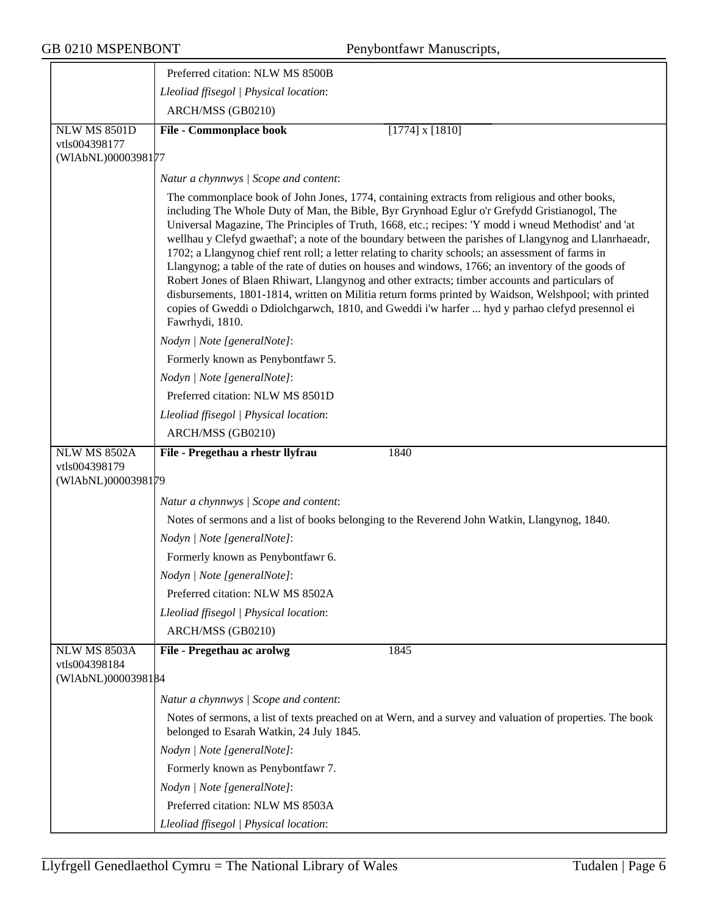| | |
|---|---|
| | Preferred citation: NLW MS 8500B |
| | *Lleoliad ffisegol \| Physical location*: |
| | ARCH/MSS (GB0210) |
| NLW MS 8501D<br>vtls004398177<br>(WlAbNL)0000398177 | **File - Commonplace book** [1774] x [1810] |
| | *Natur a chynnwys \| Scope and content*: |
| | The commonplace book of John Jones, 1774, containing extracts from religious and other books, including The Whole Duty of Man, the Bible, Byr Grynhoad Eglur o'r Grefydd Gristianogol, The Universal Magazine, The Principles of Truth, 1668, etc.; recipes: 'Y modd i wneud Methodist' and 'at wellhau y Clefyd gwaethaf'; a note of the boundary between the parishes of Llangynog and Llanrhaeadr, 1702; a Llangynog chief rent roll; a letter relating to charity schools; an assessment of farms in Llangynog; a table of the rate of duties on houses and windows, 1766; an inventory of the goods of Robert Jones of Blaen Rhiwart, Llangynog and other extracts; timber accounts and particulars of disbursements, 1801-1814, written on Militia return forms printed by Waidson, Welshpool; with printed copies of Gweddi o Ddiolchgarwch, 1810, and Gweddi i'w harfer ... hyd y parhao clefyd presennol ei Fawrhydi, 1810. |
| | *Nodyn \| Note [generalNote]*: |
| | Formerly known as Penybontfawr 5. |
| | *Nodyn \| Note [generalNote]*: |
| | Preferred citation: NLW MS 8501D |
| | *Lleoliad ffisegol \| Physical location*: |
| | ARCH/MSS (GB0210) |
| NLW MS 8502A<br>vtls004398179<br>(WlAbNL)0000398179 | **File - Pregethau a rhestr llyfrau** 1840 |
| | *Natur a chynnwys \| Scope and content*: |
| | Notes of sermons and a list of books belonging to the Reverend John Watkin, Llangynog, 1840. |
| | *Nodyn \| Note [generalNote]*: |
| | Formerly known as Penybontfawr 6. |
| | *Nodyn \| Note [generalNote]*: |
| | Preferred citation: NLW MS 8502A |
| | *Lleoliad ffisegol \| Physical location*: |
| | ARCH/MSS (GB0210) |
| NLW MS 8503A<br>vtls004398184<br>(WlAbNL)0000398184 | **File - Pregethau ac arolwg** 1845 |
| | *Natur a chynnwys \| Scope and content*: |
| | Notes of sermons, a list of texts preached on at Wern, and a survey and valuation of properties. The book belonged to Esarah Watkin, 24 July 1845. |
| | *Nodyn \| Note [generalNote]*: |
| | Formerly known as Penybontfawr 7. |
| | *Nodyn \| Note [generalNote]*: |
| | Preferred citation: NLW MS 8503A |
| | *Lleoliad ffisegol \| Physical location*: |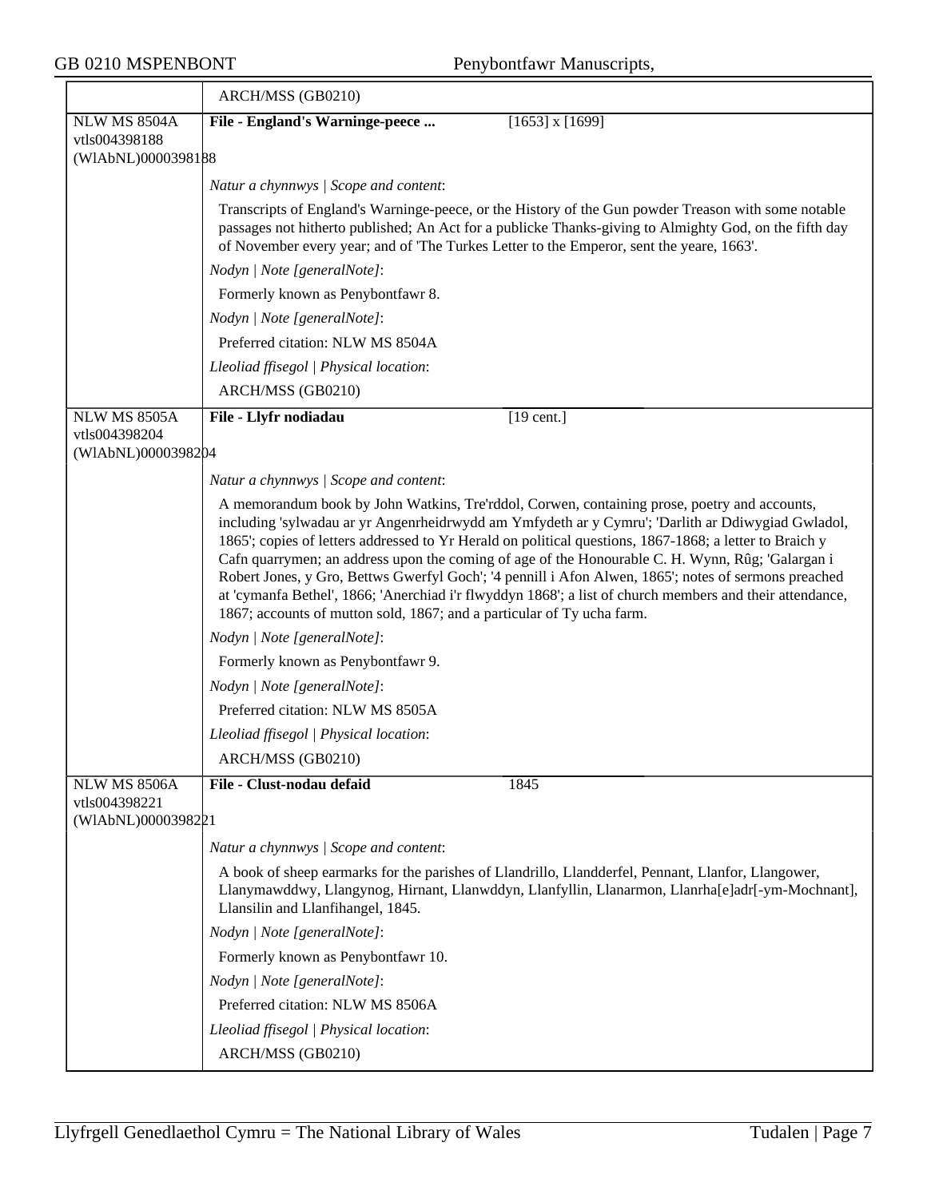ARCH/MSS (GB0210)

| | | |
|---|---|---|
| NLW MS 8504A vtls004398188 (WlAbNL)0000398188 | **File - England's Warninge-peece ...** | [1653] x [1699] |

*Natur a chynnwys | Scope and content*:

Transcripts of England's Warninge-peece, or the History of the Gun powder Treason with some notable passages not hitherto published; An Act for a publicke Thanks-giving to Almighty God, on the fifth day of November every year; and of 'The Turkes Letter to the Emperor, sent the yeare, 1663'.

*Nodyn | Note [generalNote]*:

Formerly known as Penybontfawr 8.

*Nodyn | Note [generalNote]*:

Preferred citation: NLW MS 8504A

*Lleoliad ffisegol | Physical location*:

ARCH/MSS (GB0210)

| | | |
|---|---|---|
| NLW MS 8505A vtls004398204 (WlAbNL)0000398204 | **File - Llyfr nodiadau** | [19 cent.] |

*Natur a chynnwys | Scope and content*:

A memorandum book by John Watkins, Tre'rddol, Corwen, containing prose, poetry and accounts, including 'sylwadau ar yr Angenrheidrwydd am Ymfydeth ar y Cymru'; 'Darlith ar Ddiwygiad Gwladol, 1865'; copies of letters addressed to Yr Herald on political questions, 1867-1868; a letter to Braich y Cafn quarrymen; an address upon the coming of age of the Honourable C. H. Wynn, Rûg; 'Galargan i Robert Jones, y Gro, Bettws Gwerfyl Goch'; '4 pennill i Afon Alwen, 1865'; notes of sermons preached at 'cymanfa Bethel', 1866; 'Anerchiad i'r flwyddyn 1868'; a list of church members and their attendance, 1867; accounts of mutton sold, 1867; and a particular of Ty ucha farm.

*Nodyn | Note [generalNote]*:

Formerly known as Penybontfawr 9.

*Nodyn | Note [generalNote]*:

Preferred citation: NLW MS 8505A

*Lleoliad ffisegol | Physical location*:

ARCH/MSS (GB0210)

| | | |
|---|---|---|
| NLW MS 8506A vtls004398221 (WlAbNL)0000398221 | **File - Clust-nodau defaid** | 1845 |

*Natur a chynnwys | Scope and content*:

A book of sheep earmarks for the parishes of Llandrillo, Llandderfel, Pennant, Llanfor, Llangower, Llanymawddwy, Llangynog, Hirnant, Llanwddyn, Llanfyllin, Llanarmon, Llanrha[e]adr[-ym-Mochnant], Llansilin and Llanfihangel, 1845.

*Nodyn | Note [generalNote]*:

Formerly known as Penybontfawr 10.

*Nodyn | Note [generalNote]*:

Preferred citation: NLW MS 8506A

*Lleoliad ffisegol | Physical location*:

ARCH/MSS (GB0210)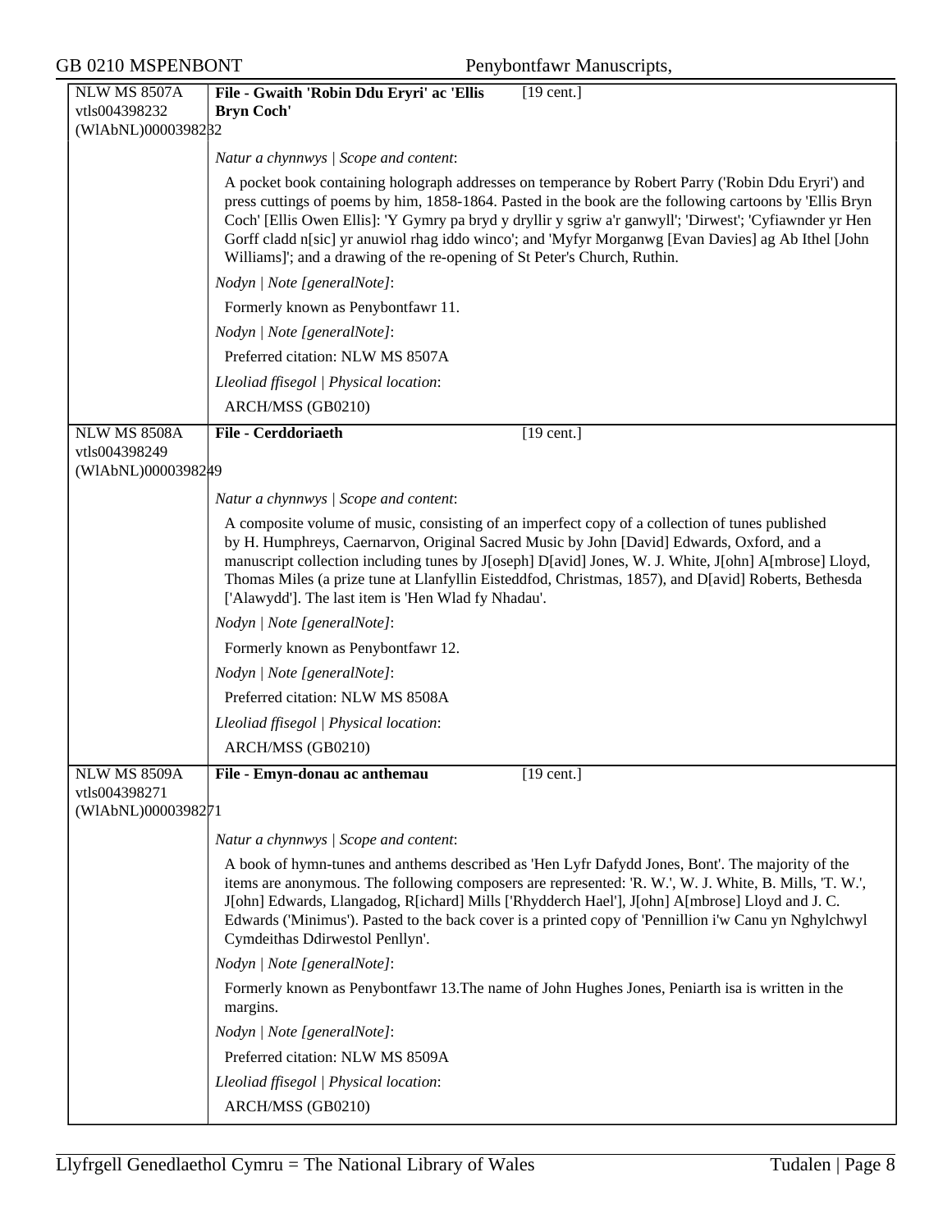| NLW MS 8507A<br>vtls004398232<br>(WlAbNL)0000398232 | **File - Gwaith 'Robin Ddu Eryri' ac 'Ellis Bryn Coch'** [19 cent.] |
|---|---|
| | *Natur a chynnwys \| Scope and content*:<br><br>A pocket book containing holograph addresses on temperance by Robert Parry ('Robin Ddu Eryri') and press cuttings of poems by him, 1858-1864. Pasted in the book are the following cartoons by 'Ellis Bryn Coch' [Ellis Owen Ellis]: 'Y Gymry pa bryd y dryllir y sgriw a'r ganwyll'; 'Dirwest'; 'Cyfiawnder yr Hen Gorff cladd n[sic] yr anuwiol rhag iddo winco'; and 'Myfyr Morganwg [Evan Davies] ag Ab Ithel [John Williams]'; and a drawing of the re-opening of St Peter's Church, Ruthin.<br><br>*Nodyn \| Note [generalNote]*:<br><br>Formerly known as Penybontfawr 11.<br><br>*Nodyn \| Note [generalNote]*:<br><br>Preferred citation: NLW MS 8507A<br><br>*Lleoliad ffisegol \| Physical location*:<br><br>ARCH/MSS (GB0210) |
| NLW MS 8508A<br>vtls004398249<br>(WlAbNL)0000398249 | **File - Cerddoriaeth** [19 cent.] |
| | *Natur a chynnwys \| Scope and content*:<br><br>A composite volume of music, consisting of an imperfect copy of a collection of tunes published by H. Humphreys, Caernarvon, Original Sacred Music by John [David] Edwards, Oxford, and a manuscript collection including tunes by J[oseph] D[avid] Jones, W. J. White, J[ohn] A[mbrose] Lloyd, Thomas Miles (a prize tune at Llanfyllin Eisteddfod, Christmas, 1857), and D[avid] Roberts, Bethesda ['Alawydd']. The last item is 'Hen Wlad fy Nhadau'.<br><br>*Nodyn \| Note [generalNote]*:<br><br>Formerly known as Penybontfawr 12.<br><br>*Nodyn \| Note [generalNote]*:<br><br>Preferred citation: NLW MS 8508A<br><br>*Lleoliad ffisegol \| Physical location*:<br><br>ARCH/MSS (GB0210) |
| NLW MS 8509A<br>vtls004398271<br>(WlAbNL)0000398271 | **File - Emyn-donau ac anthemau** [19 cent.] |
| | *Natur a chynnwys \| Scope and content*:<br><br>A book of hymn-tunes and anthems described as 'Hen Lyfr Dafydd Jones, Bont'. The majority of the items are anonymous. The following composers are represented: 'R. W.', W. J. White, B. Mills, 'T. W.', J[ohn] Edwards, Llangadog, R[ichard] Mills ['Rhydderch Hael'], J[ohn] A[mbrose] Lloyd and J. C. Edwards ('Minimus'). Pasted to the back cover is a printed copy of 'Pennillion i'w Canu yn Nghylchwyl Cymdeithas Ddirwestol Penllyn'.<br><br>*Nodyn \| Note [generalNote]*:<br><br>Formerly known as Penybontfawr 13.The name of John Hughes Jones, Peniarth isa is written in the margins.<br><br>*Nodyn \| Note [generalNote]*:<br><br>Preferred citation: NLW MS 8509A<br><br>*Lleoliad ffisegol \| Physical location*:<br><br>ARCH/MSS (GB0210) |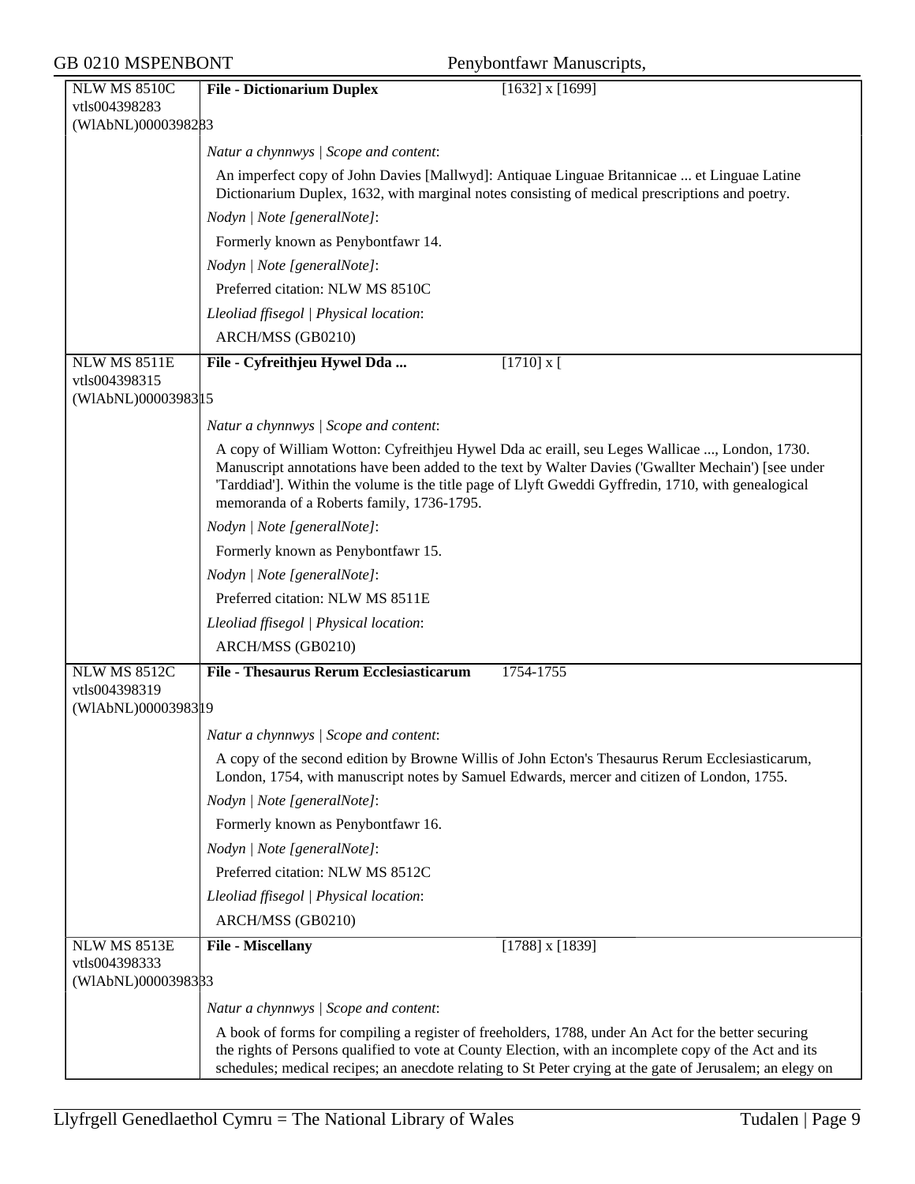| NLW MS 8510C vtls004398283 (WlAbNL)0000398283 | **File - Dictionarium Duplex** [1632] x [1699] |
|---|---|
| | *Natur a chynnwys \| Scope and content*: |
| | An imperfect copy of John Davies [Mallwyd]: Antiquae Linguae Britannicae ... et Linguae Latine Dictionarium Duplex, 1632, with marginal notes consisting of medical prescriptions and poetry. |
| | *Nodyn \| Note [generalNote]*: |
| | Formerly known as Penybontfawr 14. |
| | *Nodyn \| Note [generalNote]*: |
| | Preferred citation: NLW MS 8510C |
| | *Lleoliad ffisegol \| Physical location*: |
| | ARCH/MSS (GB0210) |
| NLW MS 8511E vtls004398315 (WlAbNL)0000398315 | **File - Cyfreithjeu Hywel Dda ...** [1710] x [ |
| | *Natur a chynnwys \| Scope and content*: |
| | A copy of William Wotton: Cyfreithjeu Hywel Dda ac eraill, seu Leges Wallicae ..., London, 1730. Manuscript annotations have been added to the text by Walter Davies ('Gwallter Mechain') [see under 'Tarddiad']. Within the volume is the title page of Llyft Gweddi Gyffredin, 1710, with genealogical memoranda of a Roberts family, 1736-1795. |
| | *Nodyn \| Note [generalNote]*: |
| | Formerly known as Penybontfawr 15. |
| | *Nodyn \| Note [generalNote]*: |
| | Preferred citation: NLW MS 8511E |
| | *Lleoliad ffisegol \| Physical location*: |
| | ARCH/MSS (GB0210) |
| NLW MS 8512C vtls004398319 (WlAbNL)0000398319 | **File - Thesaurus Rerum Ecclesiasticarum** 1754-1755 |
| | *Natur a chynnwys \| Scope and content*: |
| | A copy of the second edition by Browne Willis of John Ecton's Thesaurus Rerum Ecclesiasticarum, London, 1754, with manuscript notes by Samuel Edwards, mercer and citizen of London, 1755. |
| | *Nodyn \| Note [generalNote]*: |
| | Formerly known as Penybontfawr 16. |
| | *Nodyn \| Note [generalNote]*: |
| | Preferred citation: NLW MS 8512C |
| | *Lleoliad ffisegol \| Physical location*: |
| | ARCH/MSS (GB0210) |
| NLW MS 8513E vtls004398333 (WlAbNL)0000398333 | **File - Miscellany** [1788] x [1839] |
| | *Natur a chynnwys \| Scope and content*: |
| | A book of forms for compiling a register of freeholders, 1788, under An Act for the better securing the rights of Persons qualified to vote at County Election, with an incomplete copy of the Act and its schedules; medical recipes; an anecdote relating to St Peter crying at the gate of Jerusalem; an elegy on |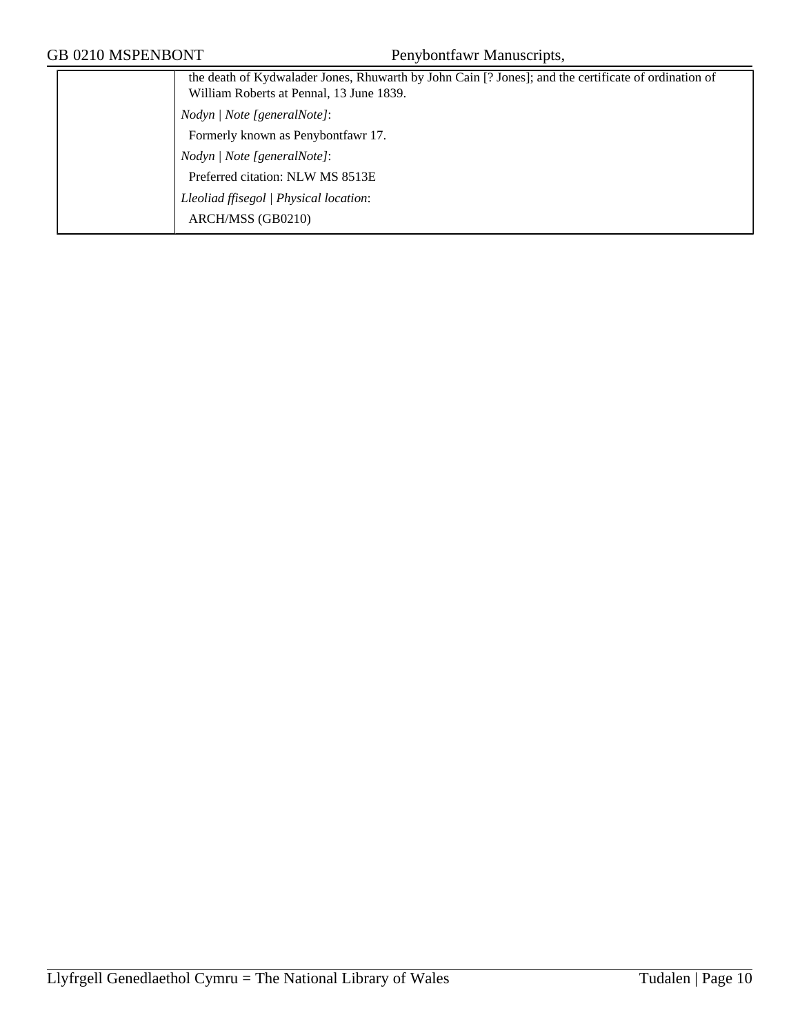the death of Kydwalader Jones, Rhuwarth by John Cain [? Jones]; and the certificate of ordination of William Roberts at Pennal, 13 June 1839.

*Nodyn | Note [generalNote]*:

Formerly known as Penybontfawr 17.

*Nodyn | Note [generalNote]*:

Preferred citation: NLW MS 8513E

*Lleoliad ffisegol | Physical location*:

ARCH/MSS (GB0210)